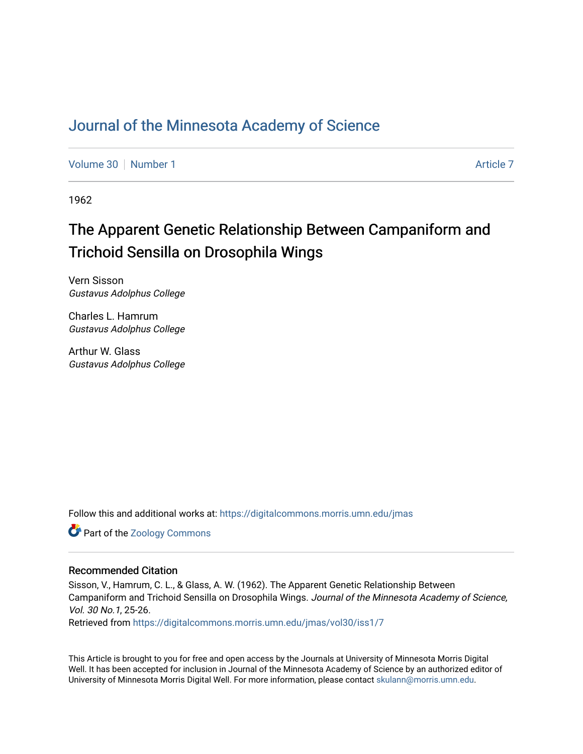# Journal of the Minnesota Academy of Science

Volume 30 | Number 1 | Article 7

1962

## The Apparent Genetic Relationship Between Campaniform and Trichoid Sensilla on Drosophila Wings

Vern Sisson
*Gustavus Adolphus College*

Charles L. Hamrum
*Gustavus Adolphus College*

Arthur W. Glass
*Gustavus Adolphus College*

Follow this and additional works at: https://digitalcommons.morris.umn.edu/jmas

Part of the Zoology Commons

### Recommended Citation

Sisson, V., Hamrum, C. L., & Glass, A. W. (1962). The Apparent Genetic Relationship Between Campaniform and Trichoid Sensilla on Drosophila Wings. *Journal of the Minnesota Academy of Science, Vol. 30 No.1*, 25-26.
Retrieved from https://digitalcommons.morris.umn.edu/jmas/vol30/iss1/7

This Article is brought to you for free and open access by the Journals at University of Minnesota Morris Digital Well. It has been accepted for inclusion in Journal of the Minnesota Academy of Science by an authorized editor of University of Minnesota Morris Digital Well. For more information, please contact skulann@morris.umn.edu.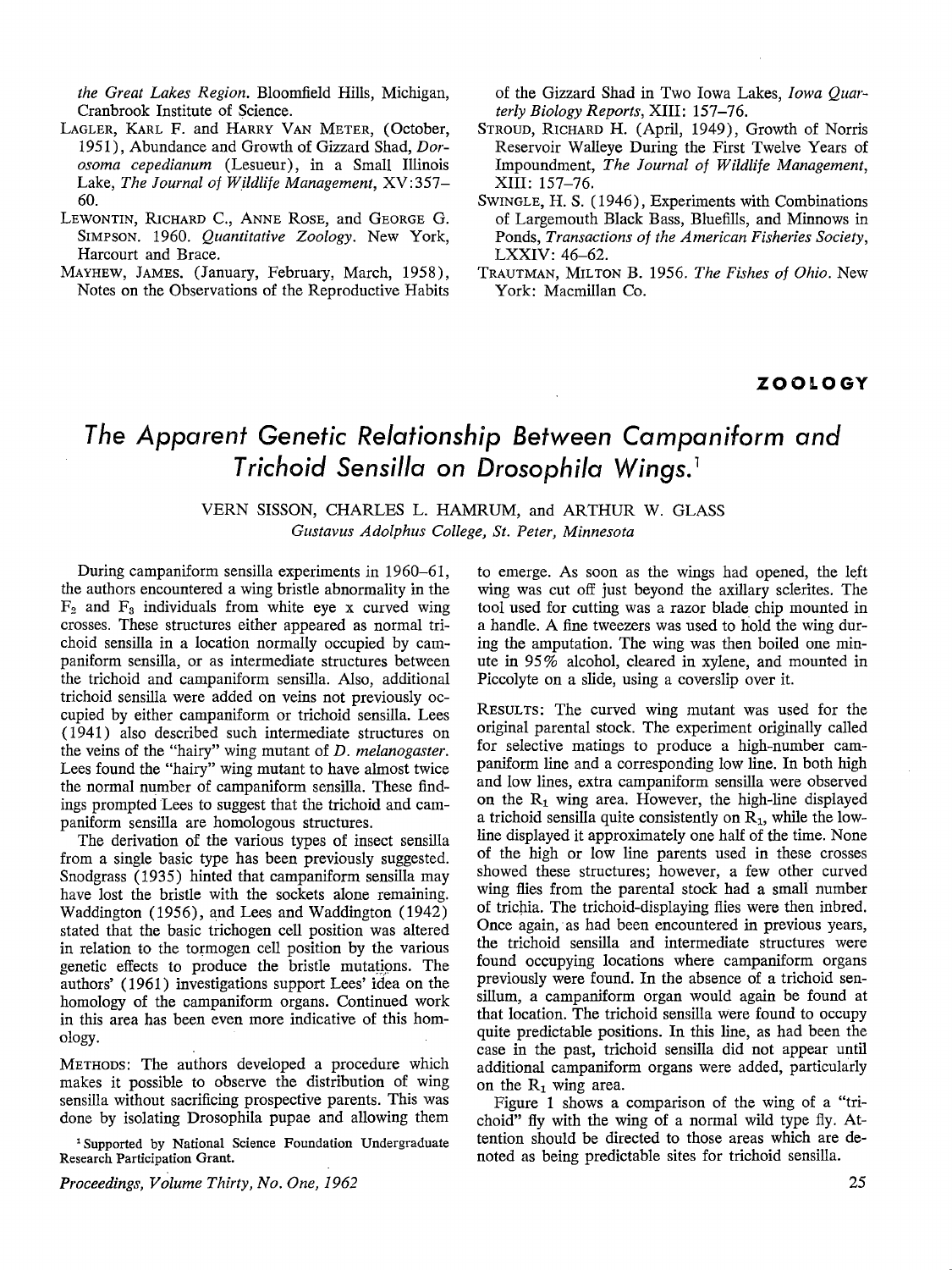*the Great Lakes Region*. Bloomfield Hills, Michigan, Cranbrook Institute of Science.

LAGLER, KARL F. and HARRY VAN METER, (October, 1951), Abundance and Growth of Gizzard Shad, *Dorosoma cepedianum* (Lesueur), in a Small Illinois Lake, *The Journal of Wildlife Management*, XV:357–60.

LEWONTIN, RICHARD C., ANNE ROSE, and GEORGE G. SIMPSON. 1960. *Quantitative Zoology*. New York, Harcourt and Brace.

MAYHEW, JAMES. (January, February, March, 1958), Notes on the Observations of the Reproductive Habits of the Gizzard Shad in Two Iowa Lakes, *Iowa Quarterly Biology Reports*, XIII: 157–76.

STROUD, RICHARD H. (April, 1949), Growth of Norris Reservoir Walleye During the First Twelve Years of Impoundment, *The Journal of Wildlife Management*, XIII: 157–76.

SWINGLE, H. S. (1946), Experiments with Combinations of Largemouth Black Bass, Bluefills, and Minnows in Ponds, *Transactions of the American Fisheries Society*, LXXIV: 46–62.

TRAUTMAN, MILTON B. 1956. *The Fishes of Ohio*. New York: Macmillan Co.

**ZOOLOGY**

# *The Apparent Genetic Relationship Between Campaniform and Trichoid Sensilla on Drosophila Wings.*[1]

VERN SISSON, CHARLES L. HAMRUM, and ARTHUR W. GLASS
*Gustavus Adolphus College, St. Peter, Minnesota*

During campaniform sensilla experiments in 1960–61, the authors encountered a wing bristle abnormality in the $F_2$ and $F_3$ individuals from white eye x curved wing crosses. These structures either appeared as normal trichoid sensilla in a location normally occupied by campaniform sensilla, or as intermediate structures between the trichoid and campaniform sensilla. Also, additional trichoid sensilla were added on veins not previously occupied by either campaniform or trichoid sensilla. Lees (1941) also described such intermediate structures on the veins of the "hairy" wing mutant of *D. melanogaster*. Lees found the "hairy" wing mutant to have almost twice the normal number of campaniform sensilla. These findings prompted Lees to suggest that the trichoid and campaniform sensilla are homologous structures.

The derivation of the various types of insect sensilla from a single basic type has been previously suggested. Snodgrass (1935) hinted that campaniform sensilla may have lost the bristle with the sockets alone remaining. Waddington (1956), and Lees and Waddington (1942) stated that the basic trichogen cell position was altered in relation to the tormogen cell position by the various genetic effects to produce the bristle mutations. The authors' (1961) investigations support Lees' idea on the homology of the campaniform organs. Continued work in this area has been even more indicative of this homology.

METHODS: The authors developed a procedure which makes it possible to observe the distribution of wing sensilla without sacrificing prospective parents. This was done by isolating Drosophila pupae and allowing them to emerge. As soon as the wings had opened, the left wing was cut off just beyond the axillary sclerites. The tool used for cutting was a razor blade chip mounted in a handle. A fine tweezers was used to hold the wing during the amputation. The wing was then boiled one minute in 95% alcohol, cleared in xylene, and mounted in Piccolyte on a slide, using a coverslip over it.

RESULTS: The curved wing mutant was used for the original parental stock. The experiment originally called for selective matings to produce a high-number campaniform line and a corresponding low line. In both high and low lines, extra campaniform sensilla were observed on the $R_1$ wing area. However, the high-line displayed a trichoid sensilla quite consistently on $R_1$, while the low-line displayed it approximately one half of the time. None of the high or low line parents used in these crosses showed these structures; however, a few other curved wing flies from the parental stock had a small number of trichia. The trichoid-displaying flies were then inbred. Once again, as had been encountered in previous years, the trichoid sensilla and intermediate structures were found occupying locations where campaniform organs previously were found. In the absence of a trichoid sensillum, a campaniform organ would again be found at that location. The trichoid sensilla were found to occupy quite predictable positions. In this line, as had been the case in the past, trichoid sensilla did not appear until additional campaniform organs were added, particularly on the $R_1$ wing area.

Figure 1 shows a comparison of the wing of a "trichoid" fly with the wing of a normal wild type fly. Attention should be directed to those areas which are denoted as being predictable sites for trichoid sensilla.

[1] Supported by National Science Foundation Undergraduate Research Participation Grant.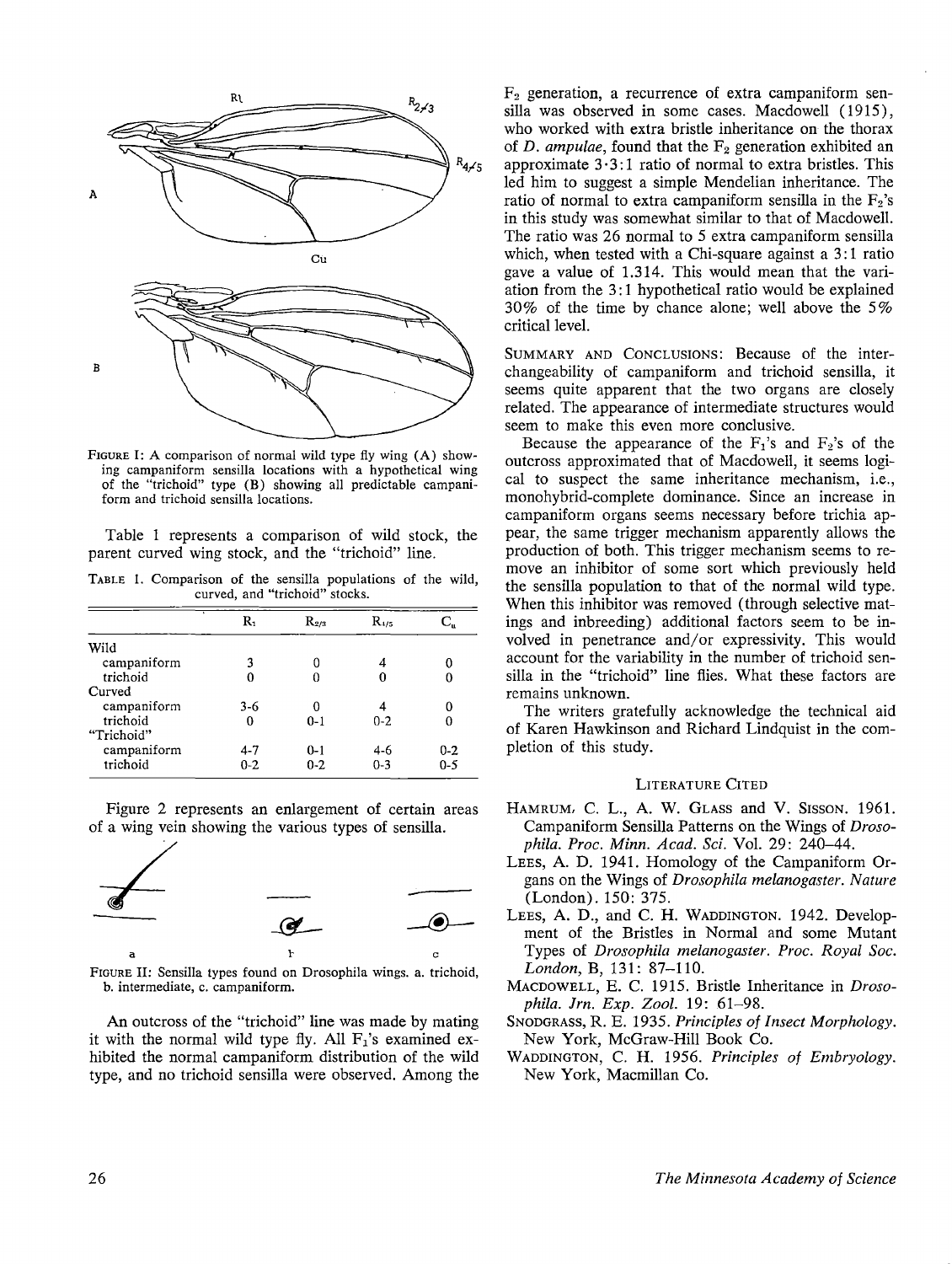R1

$R_{2/3}$

$R_{4/5}$

A

Cu

B

FIGURE I: A comparison of normal wild type fly wing (A) showing campaniform sensilla locations with a hypothetical wing of the "trichoid" type (B) showing all predictable campaniform and trichoid sensilla locations.

Table 1 represents a comparison of wild stock, the parent curved wing stock, and the "trichoid" line.

TABLE 1. Comparison of the sensilla populations of the wild, curved, and "trichoid" stocks.

| | $R_1$ | $R_{2/3}$ | $R_{4/5}$ | $C_u$ |
|---|---|---|---|---|
| Wild | | | | |
| campaniform | 3 | 0 | 4 | 0 |
| trichoid | 0 | 0 | 0 | 0 |
| Curved | | | | |
| campaniform | 3-6 | 0 | 4 | 0 |
| trichoid | 0 | 0-1 | 0-2 | 0 |
| "Trichoid" | | | | |
| campaniform | 4-7 | 0-1 | 4-6 | 0-2 |
| trichoid | 0-2 | 0-2 | 0-3 | 0-5 |

Figure 2 represents an enlargement of certain areas of a wing vein showing the various types of sensilla.

a b c

FIGURE II: Sensilla types found on Drosophila wings. a. trichoid, b. intermediate, c. campaniform.

An outcross of the "trichoid" line was made by mating it with the normal wild type fly. All $F_1$'s examined exhibited the normal campaniform distribution of the wild type, and no trichoid sensilla were observed. Among the $F_2$ generation, a recurrence of extra campaniform sensilla was observed in some cases. Macdowell (1915), who worked with extra bristle inheritance on the thorax of *D. ampulae*, found that the $F_2$ generation exhibited an approximate 3·3:1 ratio of normal to extra bristles. This led him to suggest a simple Mendelian inheritance. The ratio of normal to extra campaniform sensilla in the $F_2$'s in this study was somewhat similar to that of Macdowell. The ratio was 26 normal to 5 extra campaniform sensilla which, when tested with a Chi-square against a 3:1 ratio gave a value of 1.314. This would mean that the variation from the 3:1 hypothetical ratio would be explained 30% of the time by chance alone; well above the 5% critical level.

SUMMARY AND CONCLUSIONS: Because of the interchangeability of campaniform and trichoid sensilla, it seems quite apparent that the two organs are closely related. The appearance of intermediate structures would seem to make this even more conclusive.

Because the appearance of the $F_1$'s and $F_2$'s of the outcross approximated that of Macdowell, it seems logical to suspect the same inheritance mechanism, i.e., monohybrid-complete dominance. Since an increase in campaniform organs seems necessary before trichia appear, the same trigger mechanism apparently allows the production of both. This trigger mechanism seems to remove an inhibitor of some sort which previously held the sensilla population to that of the normal wild type. When this inhibitor was removed (through selective matings and inbreeding) additional factors seem to be involved in penetrance and/or expressivity. This would account for the variability in the number of trichoid sensilla in the "trichoid" line flies. What these factors are remains unknown.

The writers gratefully acknowledge the technical aid of Karen Hawkinson and Richard Lindquist in the completion of this study.

## LITERATURE CITED

HAMRUM, C. L., A. W. GLASS and V. SISSON. 1961. Campaniform Sensilla Patterns on the Wings of *Drosophila. Proc. Minn. Acad. Sci.* Vol. 29: 240–44.

LEES, A. D. 1941. Homology of the Campaniform Organs on the Wings of *Drosophila melanogaster. Nature* (London). 150: 375.

LEES, A. D., and C. H. WADDINGTON. 1942. Development of the Bristles in Normal and some Mutant Types of *Drosophila melanogaster. Proc. Royal Soc. London*, B, 131: 87–110.

MACDOWELL, E. C. 1915. Bristle Inheritance in *Drosophila. Jrn. Exp. Zool.* 19: 61–98.

SNODGRASS, R. E. 1935. *Principles of Insect Morphology*. New York, McGraw-Hill Book Co.

WADDINGTON, C. H. 1956. *Principles of Embryology*. New York, Macmillan Co.